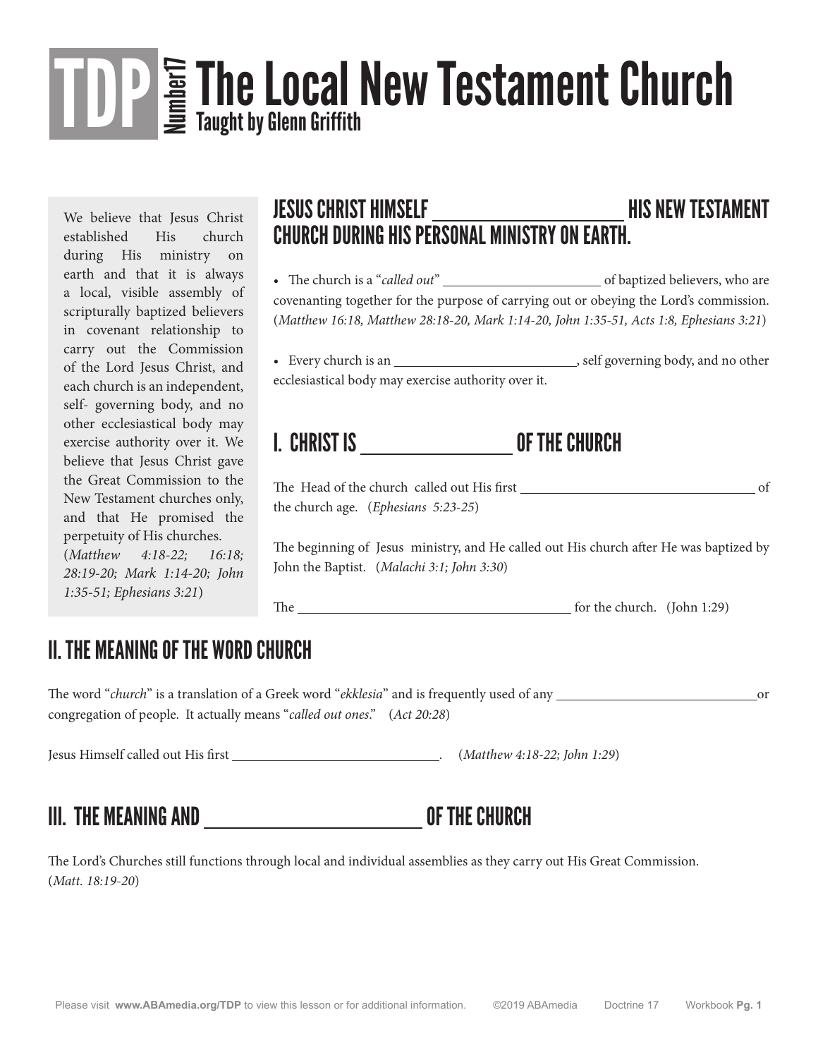# TDP Number17 The Local New Testament Church

**Taught by Glenn Griffith**

We believe that Jesus Christ established His church during His ministry on earth and that it is always a local, visible assembly of scripturally baptized believers in covenant relationship to carry out the Commission of the Lord Jesus Christ, and each church is an independent, self- governing body, and no other ecclesiastical body may exercise authority over it. We believe that Jesus Christ gave the Great Commission to the New Testament churches only, and that He promised the perpetuity of His churches. (*Matthew 4:18-22; 16:18; 28:19-20; Mark 1:14-20; John 1:35-51; Ephesians 3:21*)

## JESUS CHRIST HIMSELF ____________________ HIS NEW TESTAMENT CHURCH DURING HIS PERSONAL MINISTRY ON EARTH.

- The church is a "*called out*" ____________________ of baptized believers, who are covenanting together for the purpose of carrying out or obeying the Lord's commission. (*Matthew 16:18, Matthew 28:18-20, Mark 1:14-20, John 1:35-51, Acts 1:8, Ephesians 3:21*)

- Every church is an ____________________, self governing body, and no other ecclesiastical body may exercise authority over it.

## I. CHRIST IS ________________ OF THE CHURCH

The Head of the church called out His first ____________________ of the church age. (*Ephesians 5:23-25*)

The beginning of Jesus ministry, and He called out His church after He was baptized by John the Baptist. (*Malachi 3:1; John 3:30*)

The ____________________ for the church. (John 1:29)

## II. THE MEANING OF THE WORD CHURCH

The word "*church*" is a translation of a Greek word "*ekklesia*" and is frequently used of any ____________________ or congregation of people. It actually means "*called out ones*." (*Act 20:28*)

Jesus Himself called out His first ____________________. (*Matthew 4:18-22; John 1:29*)

## III. THE MEANING AND ____________________ OF THE CHURCH

The Lord's Churches still functions through local and individual assemblies as they carry out His Great Commission. (*Matt. 18:19-20*)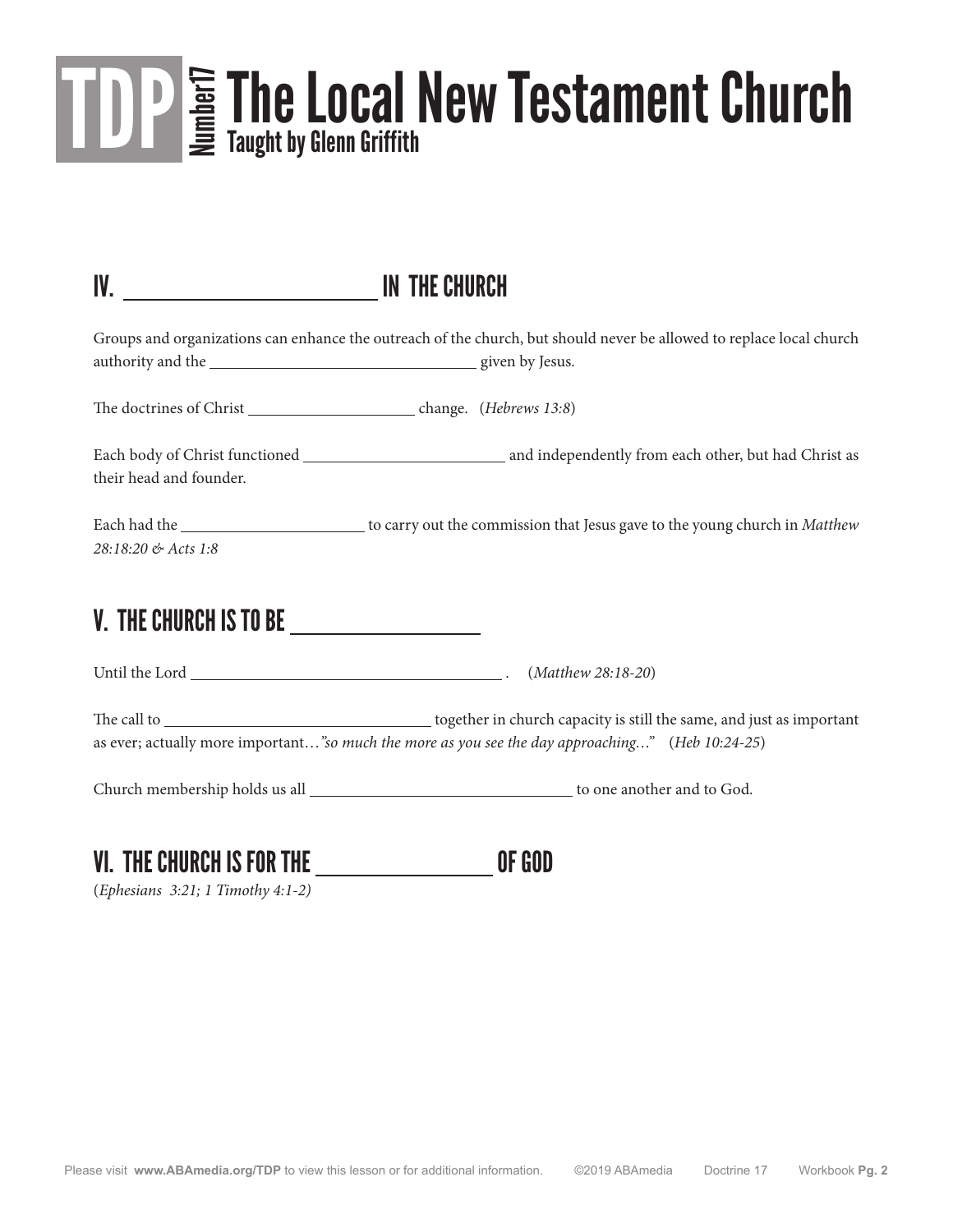# TDP Number17 The Local New Testament Church

Taught by Glenn Griffith

## IV. ______________________ IN THE CHURCH

Groups and organizations can enhance the outreach of the church, but should never be allowed to replace local church authority and the ______________________________ given by Jesus.

The doctrines of Christ ___________________ change. (*Hebrews 13:8*)

Each body of Christ functioned _______________________ and independently from each other, but had Christ as their head and founder.

Each had the _____________________ to carry out the commission that Jesus gave to the young church in *Matthew 28:18:20 & Acts 1:8*

## V. THE CHURCH IS TO BE __________________

Until the Lord ____________________________________ . (*Matthew 28:18-20*)

The call to ______________________________ together in church capacity is still the same, and just as important as ever; actually more important…*"so much the more as you see the day approaching…"* (*Heb 10:24-25*)

Church membership holds us all ______________________________ to one another and to God.

## VI. THE CHURCH IS FOR THE ________________ OF GOD

(*Ephesians 3:21; 1 Timothy 4:1-2)*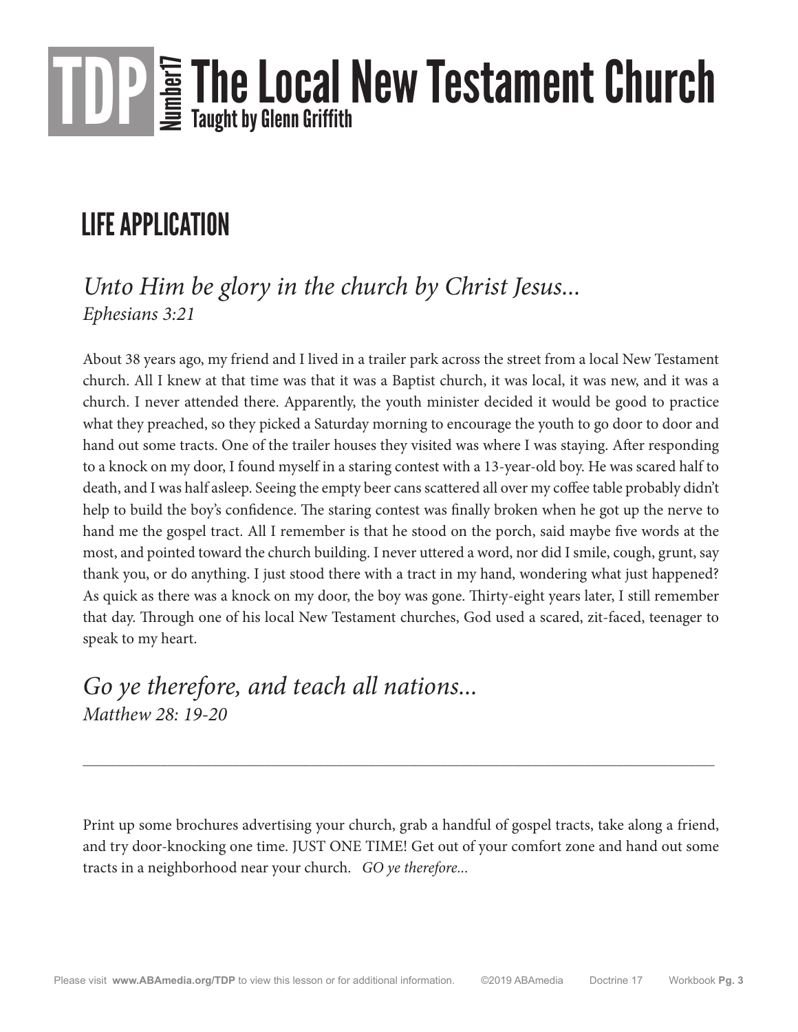# TDP Number17 The Local New Testament Church

Taught by Glenn Griffith

## LIFE APPLICATION

*Unto Him be glory in the church by Christ Jesus...*
*Ephesians 3:21*

About 38 years ago, my friend and I lived in a trailer park across the street from a local New Testament church. All I knew at that time was that it was a Baptist church, it was local, it was new, and it was a church. I never attended there. Apparently, the youth minister decided it would be good to practice what they preached, so they picked a Saturday morning to encourage the youth to go door to door and hand out some tracts. One of the trailer houses they visited was where I was staying. After responding to a knock on my door, I found myself in a staring contest with a 13-year-old boy. He was scared half to death, and I was half asleep. Seeing the empty beer cans scattered all over my coffee table probably didn't help to build the boy's confidence. The staring contest was finally broken when he got up the nerve to hand me the gospel tract. All I remember is that he stood on the porch, said maybe five words at the most, and pointed toward the church building. I never uttered a word, nor did I smile, cough, grunt, say thank you, or do anything. I just stood there with a tract in my hand, wondering what just happened? As quick as there was a knock on my door, the boy was gone. Thirty-eight years later, I still remember that day. Through one of his local New Testament churches, God used a scared, zit-faced, teenager to speak to my heart.

*Go ye therefore, and teach all nations...*
*Matthew 28: 19-20*

---

Print up some brochures advertising your church, grab a handful of gospel tracts, take along a friend, and try door-knocking one time. JUST ONE TIME! Get out of your comfort zone and hand out some tracts in a neighborhood near your church. *GO ye therefore...*